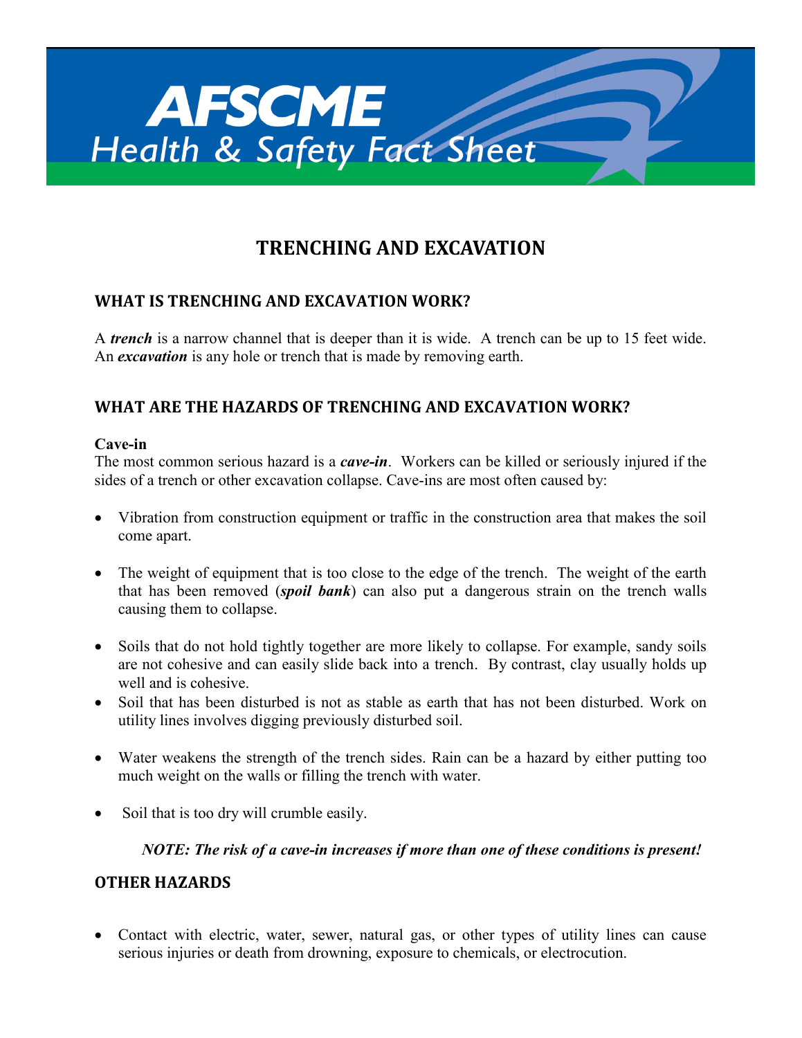**AFSCME**

*Health & Safety Fact Sheet*

# TRENCHING AND EXCAVATION

## WHAT IS TRENCHING AND EXCAVATION WORK?

A ***trench*** is a narrow channel that is deeper than it is wide. A trench can be up to 15 feet wide. An ***excavation*** is any hole or trench that is made by removing earth.

## WHAT ARE THE HAZARDS OF TRENCHING AND EXCAVATION WORK?

**Cave-in**

The most common serious hazard is a ***cave-in***. Workers can be killed or seriously injured if the sides of a trench or other excavation collapse. Cave-ins are most often caused by:

- Vibration from construction equipment or traffic in the construction area that makes the soil come apart.
- The weight of equipment that is too close to the edge of the trench. The weight of the earth that has been removed (***spoil bank***) can also put a dangerous strain on the trench walls causing them to collapse.
- Soils that do not hold tightly together are more likely to collapse. For example, sandy soils are not cohesive and can easily slide back into a trench. By contrast, clay usually holds up well and is cohesive.
- Soil that has been disturbed is not as stable as earth that has not been disturbed. Work on utility lines involves digging previously disturbed soil.
- Water weakens the strength of the trench sides. Rain can be a hazard by either putting too much weight on the walls or filling the trench with water.
- Soil that is too dry will crumble easily.

***NOTE: The risk of a cave-in increases if more than one of these conditions is present!***

## OTHER HAZARDS

- Contact with electric, water, sewer, natural gas, or other types of utility lines can cause serious injuries or death from drowning, exposure to chemicals, or electrocution.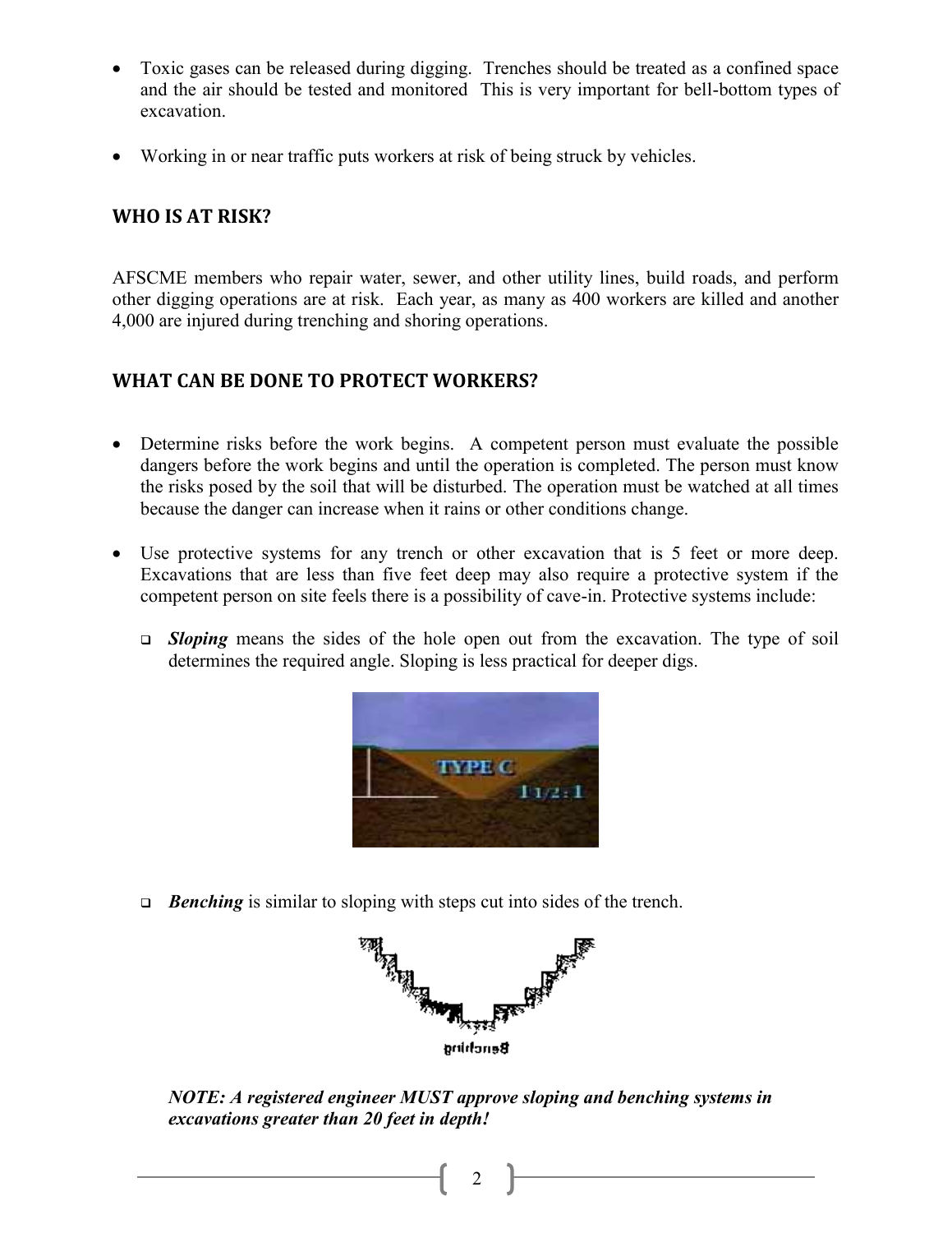- Toxic gases can be released during digging. Trenches should be treated as a confined space and the air should be tested and monitored This is very important for bell-bottom types of excavation.

- Working in or near traffic puts workers at risk of being struck by vehicles.

## WHO IS AT RISK?

AFSCME members who repair water, sewer, and other utility lines, build roads, and perform other digging operations are at risk. Each year, as many as 400 workers are killed and another 4,000 are injured during trenching and shoring operations.

## WHAT CAN BE DONE TO PROTECT WORKERS?

- Determine risks before the work begins. A competent person must evaluate the possible dangers before the work begins and until the operation is completed. The person must know the risks posed by the soil that will be disturbed. The operation must be watched at all times because the danger can increase when it rains or other conditions change.

- Use protective systems for any trench or other excavation that is 5 feet or more deep. Excavations that are less than five feet deep may also require a protective system if the competent person on site feels there is a possibility of cave-in. Protective systems include:

  - ***Sloping*** means the sides of the hole open out from the excavation. The type of soil determines the required angle. Sloping is less practical for deeper digs.

  - ***Benching*** is similar to sloping with steps cut into sides of the trench.

  ***NOTE: A registered engineer MUST approve sloping and benching systems in excavations greater than 20 feet in depth!***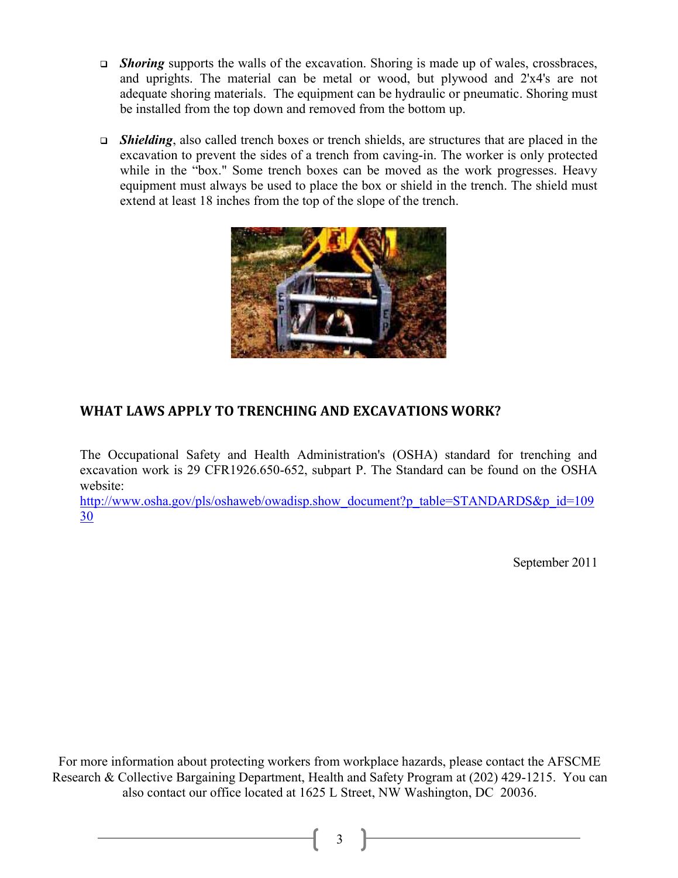- ***Shoring*** supports the walls of the excavation. Shoring is made up of wales, crossbraces, and uprights. The material can be metal or wood, but plywood and 2'x4's are not adequate shoring materials. The equipment can be hydraulic or pneumatic. Shoring must be installed from the top down and removed from the bottom up.

- ***Shielding***, also called trench boxes or trench shields, are structures that are placed in the excavation to prevent the sides of a trench from caving-in. The worker is only protected while in the "box." Some trench boxes can be moved as the work progresses. Heavy equipment must always be used to place the box or shield in the trench. The shield must extend at least 18 inches from the top of the slope of the trench.

## WHAT LAWS APPLY TO TRENCHING AND EXCAVATIONS WORK?

The Occupational Safety and Health Administration's (OSHA) standard for trenching and excavation work is 29 CFR1926.650-652, subpart P. The Standard can be found on the OSHA website:
http://www.osha.gov/pls/oshaweb/owadisp.show_document?p_table=STANDARDS&p_id=10930

September 2011

For more information about protecting workers from workplace hazards, please contact the AFSCME Research & Collective Bargaining Department, Health and Safety Program at (202) 429-1215. You can also contact our office located at 1625 L Street, NW Washington, DC 20036.